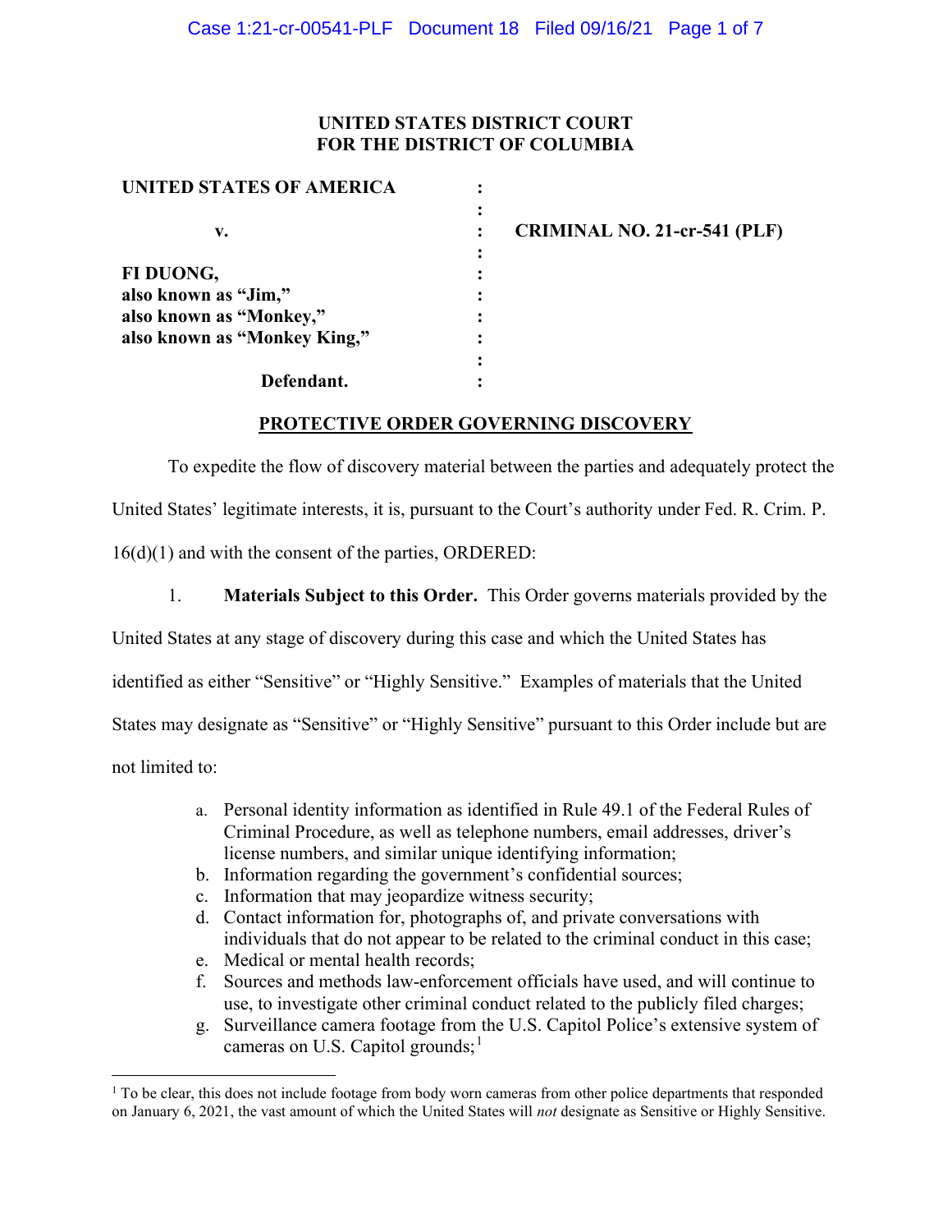**UNITED STATES DISTRICT COURT**
**FOR THE DISTRICT OF COLUMBIA**

| | | |
|---|---|---|
| **UNITED STATES OF AMERICA** | : | |
| | : | |
| **v.** | : | **CRIMINAL NO. 21-cr-541 (PLF)** |
| | : | |
| **FI DUONG,** | : | |
| **also known as "Jim,"** | : | |
| **also known as "Monkey,"** | : | |
| **also known as "Monkey King,"** | : | |
| | : | |
| **Defendant.** | : | |

**PROTECTIVE ORDER GOVERNING DISCOVERY**

To expedite the flow of discovery material between the parties and adequately protect the United States' legitimate interests, it is, pursuant to the Court's authority under Fed. R. Crim. P. 16(d)(1) and with the consent of the parties, ORDERED:

1. **Materials Subject to this Order.** This Order governs materials provided by the United States at any stage of discovery during this case and which the United States has identified as either "Sensitive" or "Highly Sensitive." Examples of materials that the United States may designate as "Sensitive" or "Highly Sensitive" pursuant to this Order include but are not limited to:

   a. Personal identity information as identified in Rule 49.1 of the Federal Rules of Criminal Procedure, as well as telephone numbers, email addresses, driver's license numbers, and similar unique identifying information;
   b. Information regarding the government's confidential sources;
   c. Information that may jeopardize witness security;
   d. Contact information for, photographs of, and private conversations with individuals that do not appear to be related to the criminal conduct in this case;
   e. Medical or mental health records;
   f. Sources and methods law-enforcement officials have used, and will continue to use, to investigate other criminal conduct related to the publicly filed charges;
   g. Surveillance camera footage from the U.S. Capitol Police's extensive system of cameras on U.S. Capitol grounds;[1]

[1] To be clear, this does not include footage from body worn cameras from other police departments that responded on January 6, 2021, the vast amount of which the United States will *not* designate as Sensitive or Highly Sensitive.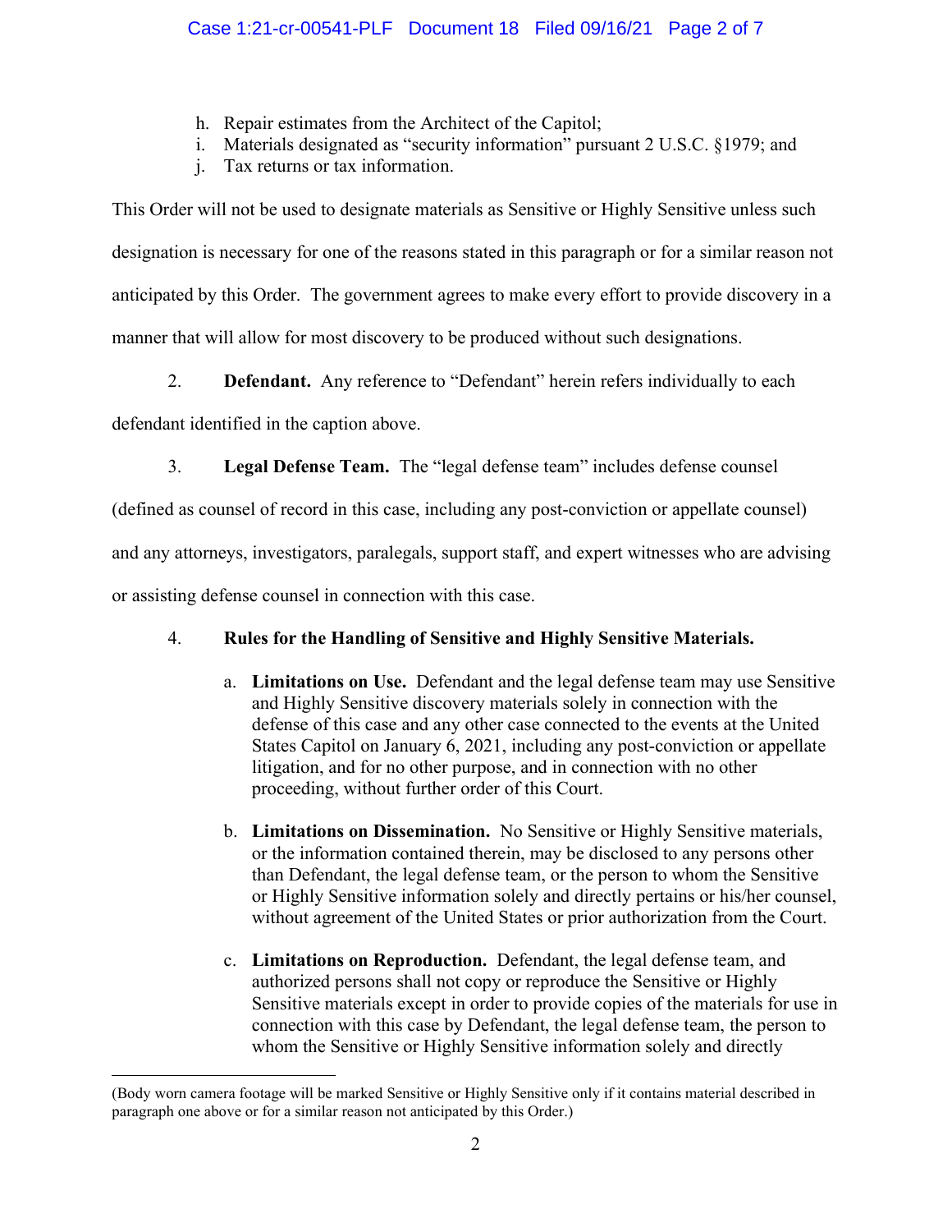h. Repair estimates from the Architect of the Capitol;
i. Materials designated as "security information" pursuant 2 U.S.C. §1979; and
j. Tax returns or tax information.

This Order will not be used to designate materials as Sensitive or Highly Sensitive unless such designation is necessary for one of the reasons stated in this paragraph or for a similar reason not anticipated by this Order. The government agrees to make every effort to provide discovery in a manner that will allow for most discovery to be produced without such designations.

2. **Defendant.** Any reference to "Defendant" herein refers individually to each defendant identified in the caption above.

3. **Legal Defense Team.** The "legal defense team" includes defense counsel (defined as counsel of record in this case, including any post-conviction or appellate counsel) and any attorneys, investigators, paralegals, support staff, and expert witnesses who are advising or assisting defense counsel in connection with this case.

4. **Rules for the Handling of Sensitive and Highly Sensitive Materials.**

   a. **Limitations on Use.** Defendant and the legal defense team may use Sensitive and Highly Sensitive discovery materials solely in connection with the defense of this case and any other case connected to the events at the United States Capitol on January 6, 2021, including any post-conviction or appellate litigation, and for no other purpose, and in connection with no other proceeding, without further order of this Court.

   b. **Limitations on Dissemination.** No Sensitive or Highly Sensitive materials, or the information contained therein, may be disclosed to any persons other than Defendant, the legal defense team, or the person to whom the Sensitive or Highly Sensitive information solely and directly pertains or his/her counsel, without agreement of the United States or prior authorization from the Court.

   c. **Limitations on Reproduction.** Defendant, the legal defense team, and authorized persons shall not copy or reproduce the Sensitive or Highly Sensitive materials except in order to provide copies of the materials for use in connection with this case by Defendant, the legal defense team, the person to whom the Sensitive or Highly Sensitive information solely and directly

(Body worn camera footage will be marked Sensitive or Highly Sensitive only if it contains material described in paragraph one above or for a similar reason not anticipated by this Order.)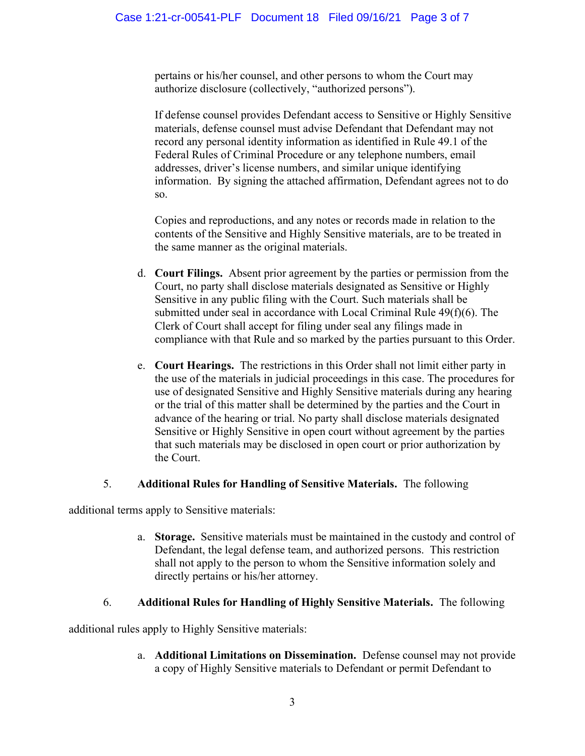pertains or his/her counsel, and other persons to whom the Court may authorize disclosure (collectively, "authorized persons").

If defense counsel provides Defendant access to Sensitive or Highly Sensitive materials, defense counsel must advise Defendant that Defendant may not record any personal identity information as identified in Rule 49.1 of the Federal Rules of Criminal Procedure or any telephone numbers, email addresses, driver's license numbers, and similar unique identifying information. By signing the attached affirmation, Defendant agrees not to do so.

Copies and reproductions, and any notes or records made in relation to the contents of the Sensitive and Highly Sensitive materials, are to be treated in the same manner as the original materials.

d. **Court Filings.** Absent prior agreement by the parties or permission from the Court, no party shall disclose materials designated as Sensitive or Highly Sensitive in any public filing with the Court. Such materials shall be submitted under seal in accordance with Local Criminal Rule 49(f)(6). The Clerk of Court shall accept for filing under seal any filings made in compliance with that Rule and so marked by the parties pursuant to this Order.

e. **Court Hearings.** The restrictions in this Order shall not limit either party in the use of the materials in judicial proceedings in this case. The procedures for use of designated Sensitive and Highly Sensitive materials during any hearing or the trial of this matter shall be determined by the parties and the Court in advance of the hearing or trial. No party shall disclose materials designated Sensitive or Highly Sensitive in open court without agreement by the parties that such materials may be disclosed in open court or prior authorization by the Court.

5. **Additional Rules for Handling of Sensitive Materials.** The following additional terms apply to Sensitive materials:

a. **Storage.** Sensitive materials must be maintained in the custody and control of Defendant, the legal defense team, and authorized persons. This restriction shall not apply to the person to whom the Sensitive information solely and directly pertains or his/her attorney.

6. **Additional Rules for Handling of Highly Sensitive Materials.** The following additional rules apply to Highly Sensitive materials:

a. **Additional Limitations on Dissemination.** Defense counsel may not provide a copy of Highly Sensitive materials to Defendant or permit Defendant to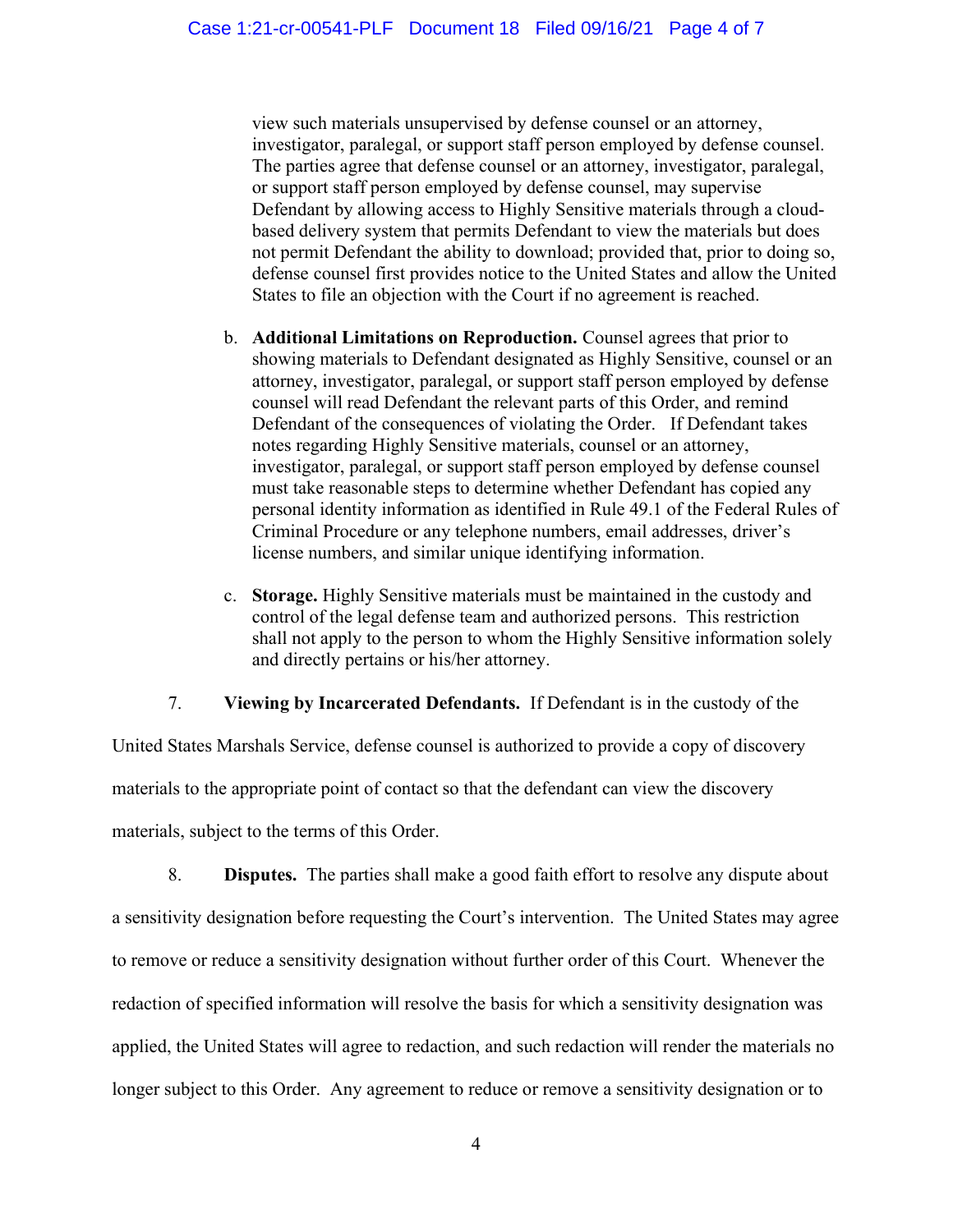view such materials unsupervised by defense counsel or an attorney, investigator, paralegal, or support staff person employed by defense counsel. The parties agree that defense counsel or an attorney, investigator, paralegal, or support staff person employed by defense counsel, may supervise Defendant by allowing access to Highly Sensitive materials through a cloud-based delivery system that permits Defendant to view the materials but does not permit Defendant the ability to download; provided that, prior to doing so, defense counsel first provides notice to the United States and allow the United States to file an objection with the Court if no agreement is reached.

b. **Additional Limitations on Reproduction.** Counsel agrees that prior to showing materials to Defendant designated as Highly Sensitive, counsel or an attorney, investigator, paralegal, or support staff person employed by defense counsel will read Defendant the relevant parts of this Order, and remind Defendant of the consequences of violating the Order. If Defendant takes notes regarding Highly Sensitive materials, counsel or an attorney, investigator, paralegal, or support staff person employed by defense counsel must take reasonable steps to determine whether Defendant has copied any personal identity information as identified in Rule 49.1 of the Federal Rules of Criminal Procedure or any telephone numbers, email addresses, driver's license numbers, and similar unique identifying information.

c. **Storage.** Highly Sensitive materials must be maintained in the custody and control of the legal defense team and authorized persons. This restriction shall not apply to the person to whom the Highly Sensitive information solely and directly pertains or his/her attorney.

7. **Viewing by Incarcerated Defendants.** If Defendant is in the custody of the United States Marshals Service, defense counsel is authorized to provide a copy of discovery materials to the appropriate point of contact so that the defendant can view the discovery materials, subject to the terms of this Order.

8. **Disputes.** The parties shall make a good faith effort to resolve any dispute about a sensitivity designation before requesting the Court's intervention. The United States may agree to remove or reduce a sensitivity designation without further order of this Court. Whenever the redaction of specified information will resolve the basis for which a sensitivity designation was applied, the United States will agree to redaction, and such redaction will render the materials no longer subject to this Order. Any agreement to reduce or remove a sensitivity designation or to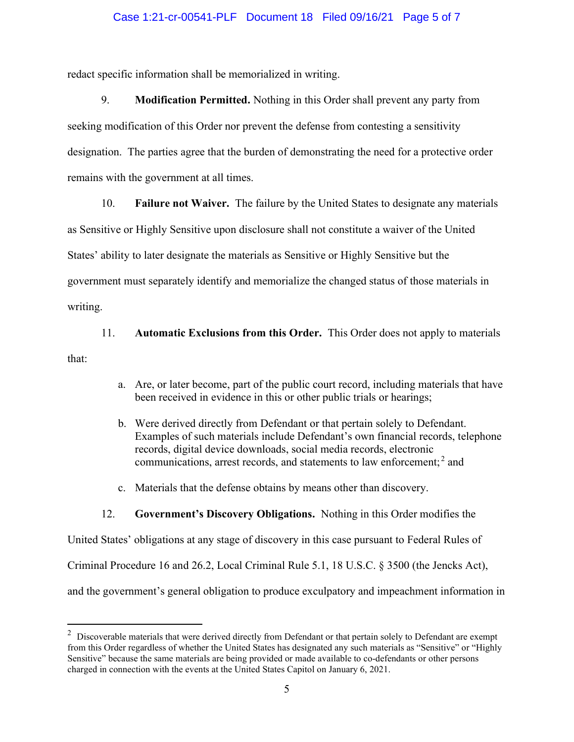redact specific information shall be memorialized in writing.

9. **Modification Permitted.** Nothing in this Order shall prevent any party from seeking modification of this Order nor prevent the defense from contesting a sensitivity designation. The parties agree that the burden of demonstrating the need for a protective order remains with the government at all times.

10. **Failure not Waiver.** The failure by the United States to designate any materials as Sensitive or Highly Sensitive upon disclosure shall not constitute a waiver of the United States' ability to later designate the materials as Sensitive or Highly Sensitive but the government must separately identify and memorialize the changed status of those materials in writing.

11. **Automatic Exclusions from this Order.** This Order does not apply to materials that:

a. Are, or later become, part of the public court record, including materials that have been received in evidence in this or other public trials or hearings;

b. Were derived directly from Defendant or that pertain solely to Defendant. Examples of such materials include Defendant's own financial records, telephone records, digital device downloads, social media records, electronic communications, arrest records, and statements to law enforcement;[2] and

c. Materials that the defense obtains by means other than discovery.

12. **Government's Discovery Obligations.** Nothing in this Order modifies the United States' obligations at any stage of discovery in this case pursuant to Federal Rules of Criminal Procedure 16 and 26.2, Local Criminal Rule 5.1, 18 U.S.C. § 3500 (the Jencks Act), and the government's general obligation to produce exculpatory and impeachment information in

[2] Discoverable materials that were derived directly from Defendant or that pertain solely to Defendant are exempt from this Order regardless of whether the United States has designated any such materials as "Sensitive" or "Highly Sensitive" because the same materials are being provided or made available to co-defendants or other persons charged in connection with the events at the United States Capitol on January 6, 2021.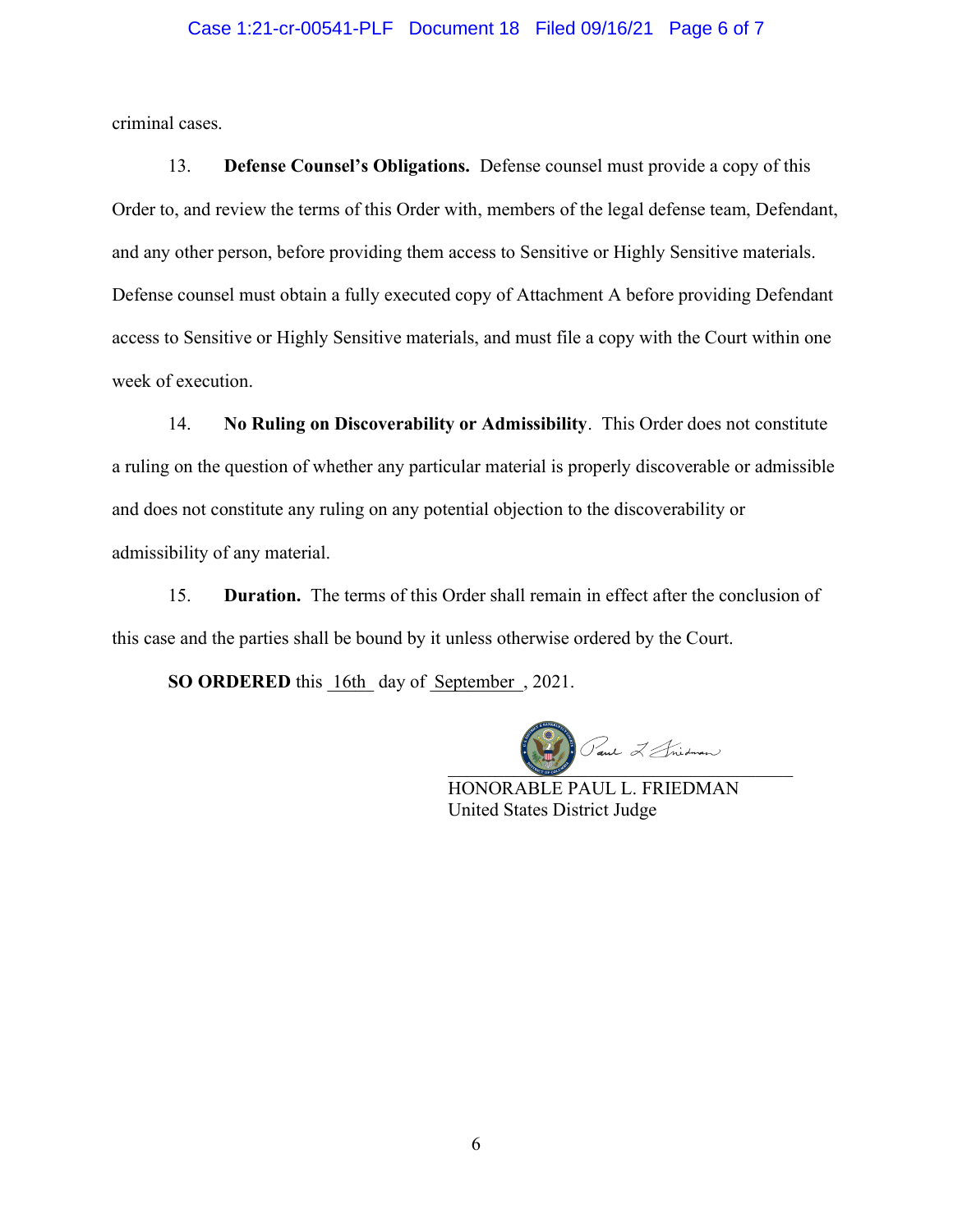criminal cases.

13. **Defense Counsel's Obligations.** Defense counsel must provide a copy of this Order to, and review the terms of this Order with, members of the legal defense team, Defendant, and any other person, before providing them access to Sensitive or Highly Sensitive materials. Defense counsel must obtain a fully executed copy of Attachment A before providing Defendant access to Sensitive or Highly Sensitive materials, and must file a copy with the Court within one week of execution.

14. **No Ruling on Discoverability or Admissibility**. This Order does not constitute a ruling on the question of whether any particular material is properly discoverable or admissible and does not constitute any ruling on any potential objection to the discoverability or admissibility of any material.

15. **Duration.** The terms of this Order shall remain in effect after the conclusion of this case and the parties shall be bound by it unless otherwise ordered by the Court.

**SO ORDERED** this 16th day of September, 2021.

HONORABLE PAUL L. FRIEDMAN
United States District Judge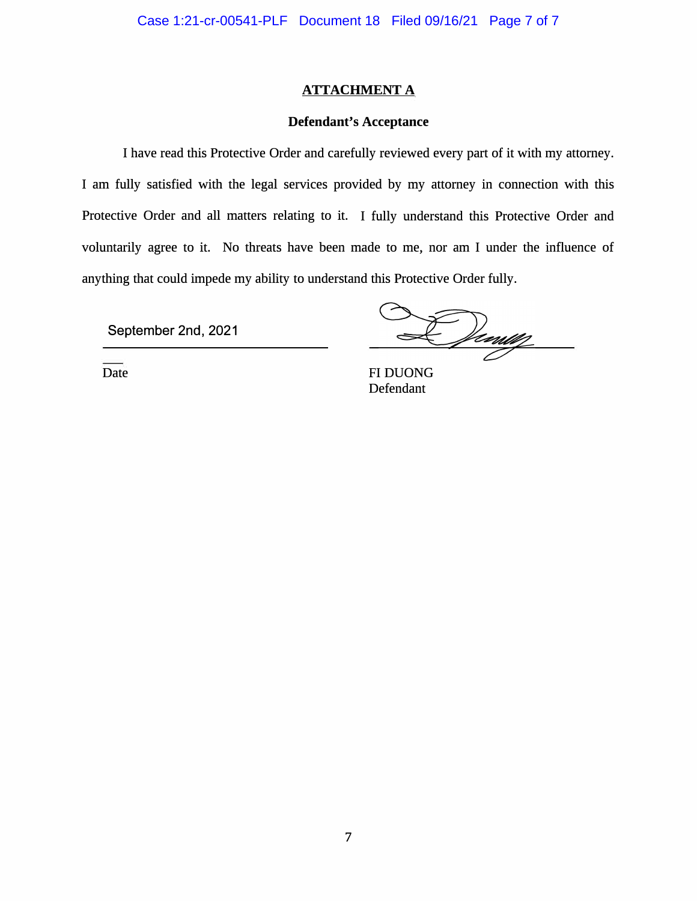**ATTACHMENT A**

**Defendant's Acceptance**

I have read this Protective Order and carefully reviewed every part of it with my attorney. I am fully satisfied with the legal services provided by my attorney in connection with this Protective Order and all matters relating to it. I fully understand this Protective Order and voluntarily agree to it. No threats have been made to me, nor am I under the influence of anything that could impede my ability to understand this Protective Order fully.

September 2nd, 2021
_______________________
Date

_______________________
FI DUONG
Defendant